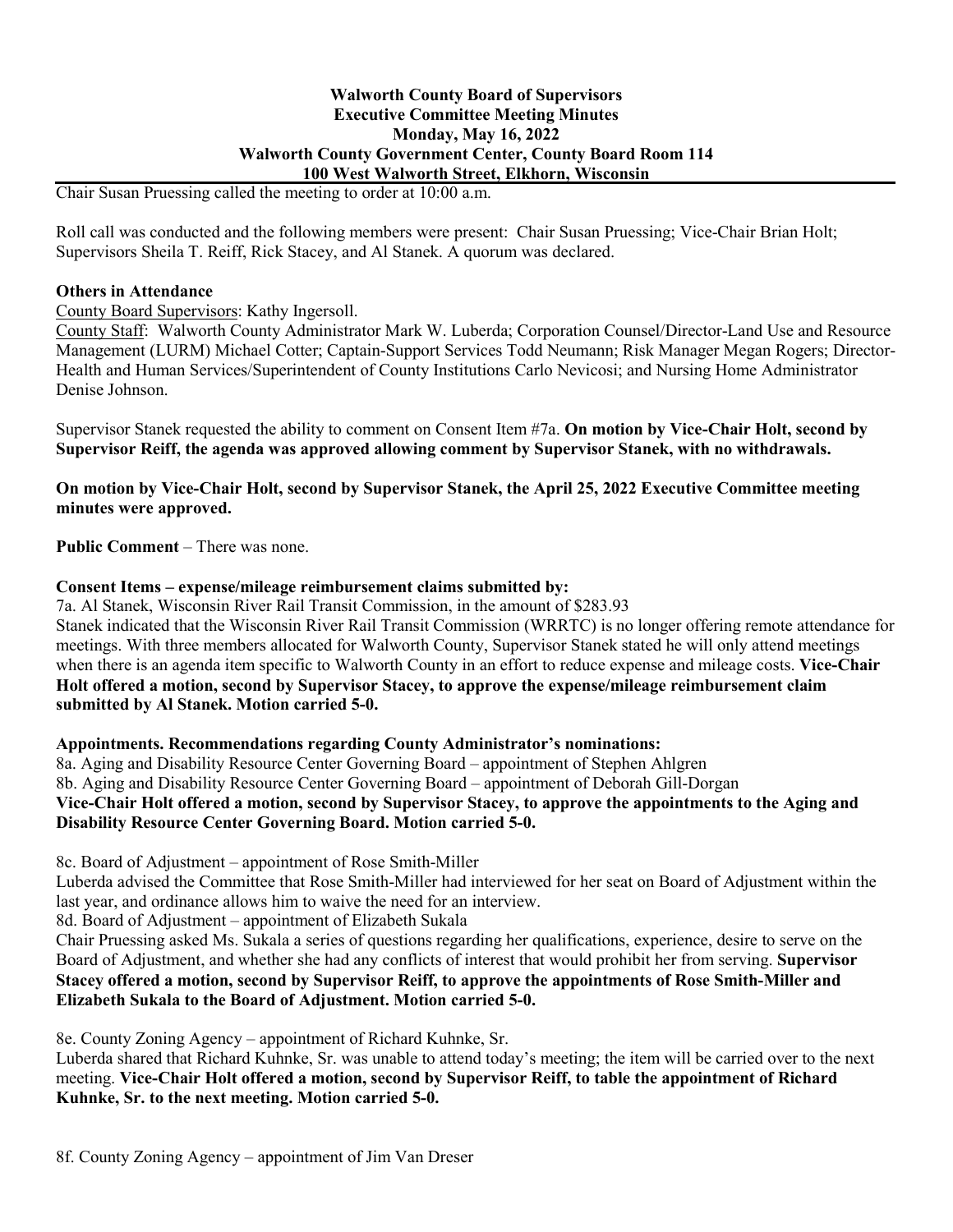**Walworth County Board of Supervisors**
**Executive Committee Meeting Minutes**
**Monday, May 16, 2022**
**Walworth County Government Center, County Board Room 114**
**100 West Walworth Street, Elkhorn, Wisconsin**

Chair Susan Pruessing called the meeting to order at 10:00 a.m.

Roll call was conducted and the following members were present: Chair Susan Pruessing; Vice-Chair Brian Holt; Supervisors Sheila T. Reiff, Rick Stacey, and Al Stanek. A quorum was declared.

**Others in Attendance**

County Board Supervisors: Kathy Ingersoll.

County Staff: Walworth County Administrator Mark W. Luberda; Corporation Counsel/Director-Land Use and Resource Management (LURM) Michael Cotter; Captain-Support Services Todd Neumann; Risk Manager Megan Rogers; Director-Health and Human Services/Superintendent of County Institutions Carlo Nevicosi; and Nursing Home Administrator Denise Johnson.

Supervisor Stanek requested the ability to comment on Consent Item #7a. **On motion by Vice-Chair Holt, second by Supervisor Reiff, the agenda was approved allowing comment by Supervisor Stanek, with no withdrawals.**

**On motion by Vice-Chair Holt, second by Supervisor Stanek, the April 25, 2022 Executive Committee meeting minutes were approved.**

**Public Comment** – There was none.

**Consent Items – expense/mileage reimbursement claims submitted by:**

7a. Al Stanek, Wisconsin River Rail Transit Commission, in the amount of $283.93

Stanek indicated that the Wisconsin River Rail Transit Commission (WRRTC) is no longer offering remote attendance for meetings. With three members allocated for Walworth County, Supervisor Stanek stated he will only attend meetings when there is an agenda item specific to Walworth County in an effort to reduce expense and mileage costs. **Vice-Chair Holt offered a motion, second by Supervisor Stacey, to approve the expense/mileage reimbursement claim submitted by Al Stanek. Motion carried 5-0.**

**Appointments. Recommendations regarding County Administrator's nominations:**

8a. Aging and Disability Resource Center Governing Board – appointment of Stephen Ahlgren

8b. Aging and Disability Resource Center Governing Board – appointment of Deborah Gill-Dorgan

**Vice-Chair Holt offered a motion, second by Supervisor Stacey, to approve the appointments to the Aging and Disability Resource Center Governing Board. Motion carried 5-0.**

8c. Board of Adjustment – appointment of Rose Smith-Miller

Luberda advised the Committee that Rose Smith-Miller had interviewed for her seat on Board of Adjustment within the last year, and ordinance allows him to waive the need for an interview.

8d. Board of Adjustment – appointment of Elizabeth Sukala

Chair Pruessing asked Ms. Sukala a series of questions regarding her qualifications, experience, desire to serve on the Board of Adjustment, and whether she had any conflicts of interest that would prohibit her from serving. **Supervisor Stacey offered a motion, second by Supervisor Reiff, to approve the appointments of Rose Smith-Miller and Elizabeth Sukala to the Board of Adjustment. Motion carried 5-0.**

8e. County Zoning Agency – appointment of Richard Kuhnke, Sr.

Luberda shared that Richard Kuhnke, Sr. was unable to attend today's meeting; the item will be carried over to the next meeting. **Vice-Chair Holt offered a motion, second by Supervisor Reiff, to table the appointment of Richard Kuhnke, Sr. to the next meeting. Motion carried 5-0.**

8f. County Zoning Agency – appointment of Jim Van Dreser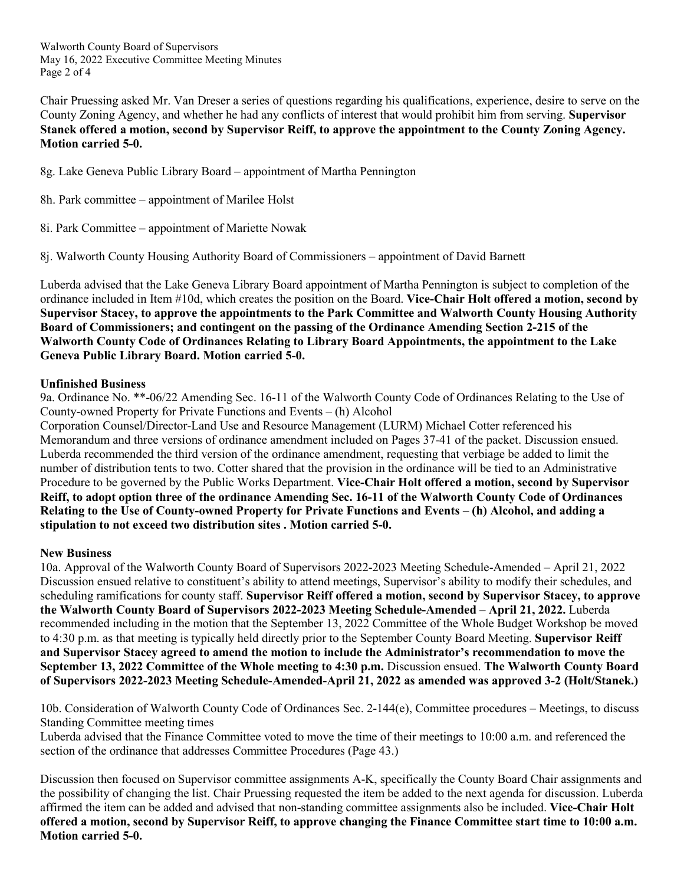Chair Pruessing asked Mr. Van Dreser a series of questions regarding his qualifications, experience, desire to serve on the County Zoning Agency, and whether he had any conflicts of interest that would prohibit him from serving. **Supervisor Stanek offered a motion, second by Supervisor Reiff, to approve the appointment to the County Zoning Agency. Motion carried 5-0.**

8g. Lake Geneva Public Library Board – appointment of Martha Pennington

8h. Park committee – appointment of Marilee Holst

8i. Park Committee – appointment of Mariette Nowak

8j. Walworth County Housing Authority Board of Commissioners – appointment of David Barnett

Luberda advised that the Lake Geneva Library Board appointment of Martha Pennington is subject to completion of the ordinance included in Item #10d, which creates the position on the Board. **Vice-Chair Holt offered a motion, second by Supervisor Stacey, to approve the appointments to the Park Committee and Walworth County Housing Authority Board of Commissioners; and contingent on the passing of the Ordinance Amending Section 2-215 of the Walworth County Code of Ordinances Relating to Library Board Appointments, the appointment to the Lake Geneva Public Library Board. Motion carried 5-0.**

**Unfinished Business**

9a. Ordinance No. **-06/22 Amending Sec. 16-11 of the Walworth County Code of Ordinances Relating to the Use of County-owned Property for Private Functions and Events – (h) Alcohol

Corporation Counsel/Director-Land Use and Resource Management (LURM) Michael Cotter referenced his Memorandum and three versions of ordinance amendment included on Pages 37-41 of the packet. Discussion ensued. Luberda recommended the third version of the ordinance amendment, requesting that verbiage be added to limit the number of distribution tents to two. Cotter shared that the provision in the ordinance will be tied to an Administrative Procedure to be governed by the Public Works Department. **Vice-Chair Holt offered a motion, second by Supervisor Reiff, to adopt option three of the ordinance Amending Sec. 16-11 of the Walworth County Code of Ordinances Relating to the Use of County-owned Property for Private Functions and Events – (h) Alcohol, and adding a stipulation to not exceed two distribution sites . Motion carried 5-0.**

**New Business**

10a. Approval of the Walworth County Board of Supervisors 2022-2023 Meeting Schedule-Amended – April 21, 2022
Discussion ensued relative to constituent's ability to attend meetings, Supervisor's ability to modify their schedules, and scheduling ramifications for county staff. **Supervisor Reiff offered a motion, second by Supervisor Stacey, to approve the Walworth County Board of Supervisors 2022-2023 Meeting Schedule-Amended – April 21, 2022.** Luberda recommended including in the motion that the September 13, 2022 Committee of the Whole Budget Workshop be moved to 4:30 p.m. as that meeting is typically held directly prior to the September County Board Meeting. **Supervisor Reiff and Supervisor Stacey agreed to amend the motion to include the Administrator's recommendation to move the September 13, 2022 Committee of the Whole meeting to 4:30 p.m.** Discussion ensued. **The Walworth County Board of Supervisors 2022-2023 Meeting Schedule-Amended-April 21, 2022 as amended was approved 3-2 (Holt/Stanek.)**

10b. Consideration of Walworth County Code of Ordinances Sec. 2-144(e), Committee procedures – Meetings, to discuss Standing Committee meeting times

Luberda advised that the Finance Committee voted to move the time of their meetings to 10:00 a.m. and referenced the section of the ordinance that addresses Committee Procedures (Page 43.)

Discussion then focused on Supervisor committee assignments A-K, specifically the County Board Chair assignments and the possibility of changing the list. Chair Pruessing requested the item be added to the next agenda for discussion. Luberda affirmed the item can be added and advised that non-standing committee assignments also be included. **Vice-Chair Holt offered a motion, second by Supervisor Reiff, to approve changing the Finance Committee start time to 10:00 a.m. Motion carried 5-0.**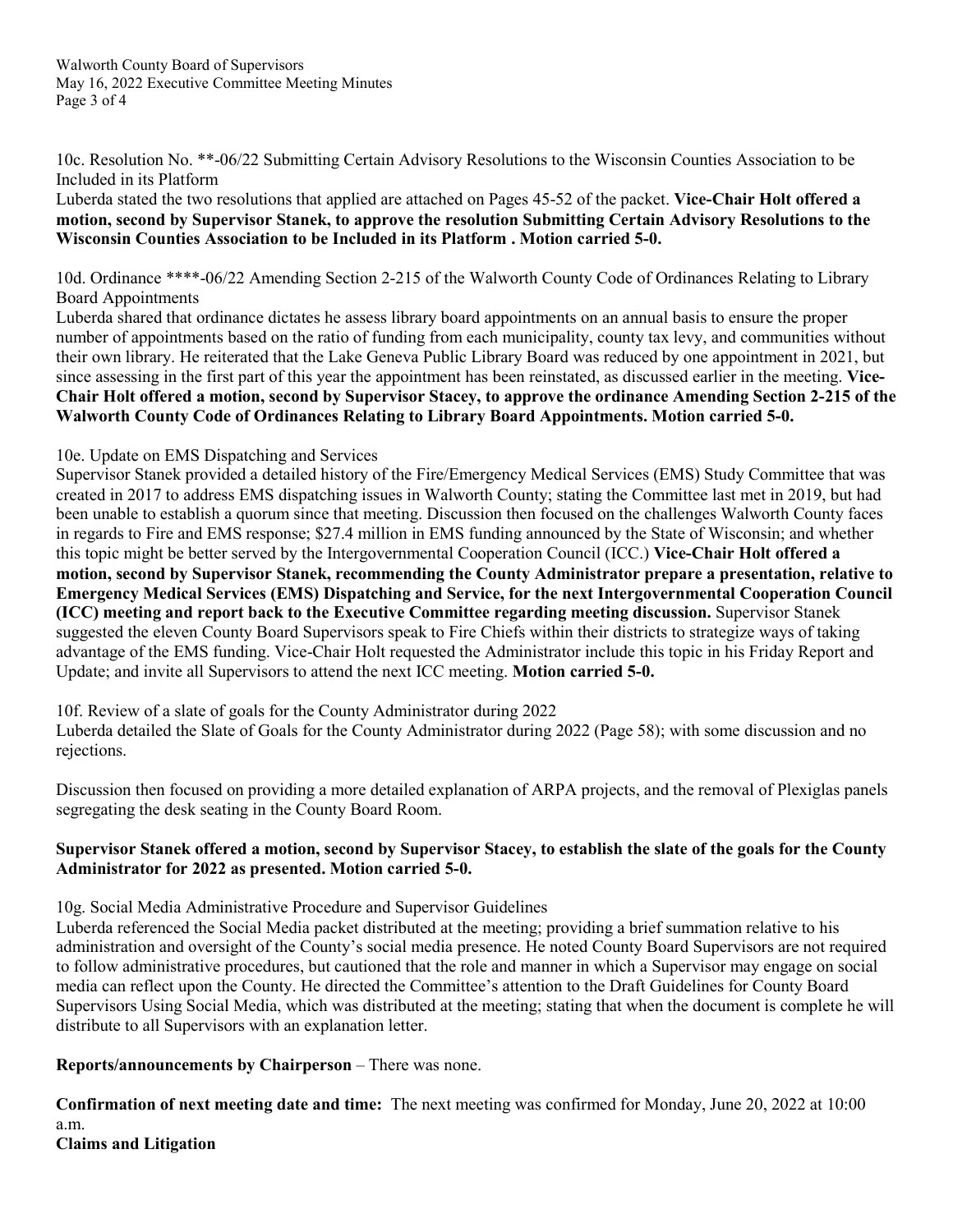10c. Resolution No. **-06/22 Submitting Certain Advisory Resolutions to the Wisconsin Counties Association to be Included in its Platform

Luberda stated the two resolutions that applied are attached on Pages 45-52 of the packet. **Vice-Chair Holt offered a motion, second by Supervisor Stanek, to approve the resolution Submitting Certain Advisory Resolutions to the Wisconsin Counties Association to be Included in its Platform . Motion carried 5-0.**

10d. Ordinance ****-06/22 Amending Section 2-215 of the Walworth County Code of Ordinances Relating to Library Board Appointments

Luberda shared that ordinance dictates he assess library board appointments on an annual basis to ensure the proper number of appointments based on the ratio of funding from each municipality, county tax levy, and communities without their own library. He reiterated that the Lake Geneva Public Library Board was reduced by one appointment in 2021, but since assessing in the first part of this year the appointment has been reinstated, as discussed earlier in the meeting. **Vice-Chair Holt offered a motion, second by Supervisor Stacey, to approve the ordinance Amending Section 2-215 of the Walworth County Code of Ordinances Relating to Library Board Appointments. Motion carried 5-0.**

10e. Update on EMS Dispatching and Services

Supervisor Stanek provided a detailed history of the Fire/Emergency Medical Services (EMS) Study Committee that was created in 2017 to address EMS dispatching issues in Walworth County; stating the Committee last met in 2019, but had been unable to establish a quorum since that meeting. Discussion then focused on the challenges Walworth County faces in regards to Fire and EMS response; $27.4 million in EMS funding announced by the State of Wisconsin; and whether this topic might be better served by the Intergovernmental Cooperation Council (ICC.) **Vice-Chair Holt offered a motion, second by Supervisor Stanek, recommending the County Administrator prepare a presentation, relative to Emergency Medical Services (EMS) Dispatching and Service, for the next Intergovernmental Cooperation Council (ICC) meeting and report back to the Executive Committee regarding meeting discussion.** Supervisor Stanek suggested the eleven County Board Supervisors speak to Fire Chiefs within their districts to strategize ways of taking advantage of the EMS funding. Vice-Chair Holt requested the Administrator include this topic in his Friday Report and Update; and invite all Supervisors to attend the next ICC meeting. **Motion carried 5-0.**

10f. Review of a slate of goals for the County Administrator during 2022

Luberda detailed the Slate of Goals for the County Administrator during 2022 (Page 58); with some discussion and no rejections.

Discussion then focused on providing a more detailed explanation of ARPA projects, and the removal of Plexiglas panels segregating the desk seating in the County Board Room.

**Supervisor Stanek offered a motion, second by Supervisor Stacey, to establish the slate of the goals for the County Administrator for 2022 as presented. Motion carried 5-0.**

10g. Social Media Administrative Procedure and Supervisor Guidelines

Luberda referenced the Social Media packet distributed at the meeting; providing a brief summation relative to his administration and oversight of the County's social media presence. He noted County Board Supervisors are not required to follow administrative procedures, but cautioned that the role and manner in which a Supervisor may engage on social media can reflect upon the County. He directed the Committee's attention to the Draft Guidelines for County Board Supervisors Using Social Media, which was distributed at the meeting; stating that when the document is complete he will distribute to all Supervisors with an explanation letter.

**Reports/announcements by Chairperson** – There was none.

**Confirmation of next meeting date and time:** The next meeting was confirmed for Monday, June 20, 2022 at 10:00 a.m.

**Claims and Litigation**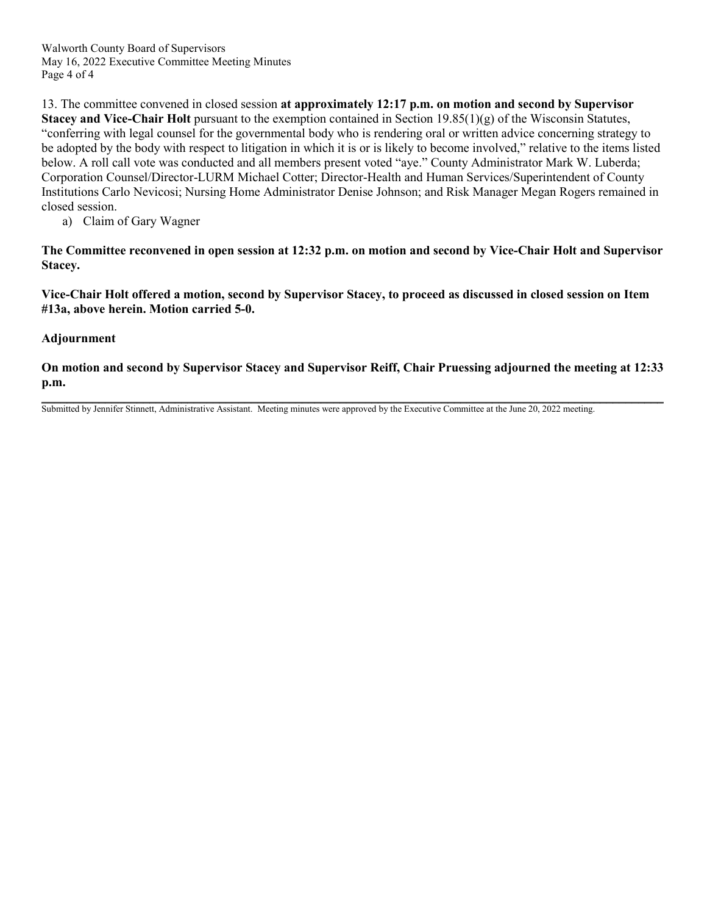13. The committee convened in closed session **at approximately 12:17 p.m. on motion and second by Supervisor Stacey and Vice-Chair Holt** pursuant to the exemption contained in Section 19.85(1)(g) of the Wisconsin Statutes, "conferring with legal counsel for the governmental body who is rendering oral or written advice concerning strategy to be adopted by the body with respect to litigation in which it is or is likely to become involved," relative to the items listed below. A roll call vote was conducted and all members present voted "aye." County Administrator Mark W. Luberda; Corporation Counsel/Director-LURM Michael Cotter; Director-Health and Human Services/Superintendent of County Institutions Carlo Nevicosi; Nursing Home Administrator Denise Johnson; and Risk Manager Megan Rogers remained in closed session.

a) Claim of Gary Wagner

**The Committee reconvened in open session at 12:32 p.m. on motion and second by Vice-Chair Holt and Supervisor Stacey.**

**Vice-Chair Holt offered a motion, second by Supervisor Stacey, to proceed as discussed in closed session on Item #13a, above herein. Motion carried 5-0.**

**Adjournment**

**On motion and second by Supervisor Stacey and Supervisor Reiff, Chair Pruessing adjourned the meeting at 12:33 p.m.**

---

Submitted by Jennifer Stinnett, Administrative Assistant. Meeting minutes were approved by the Executive Committee at the June 20, 2022 meeting.